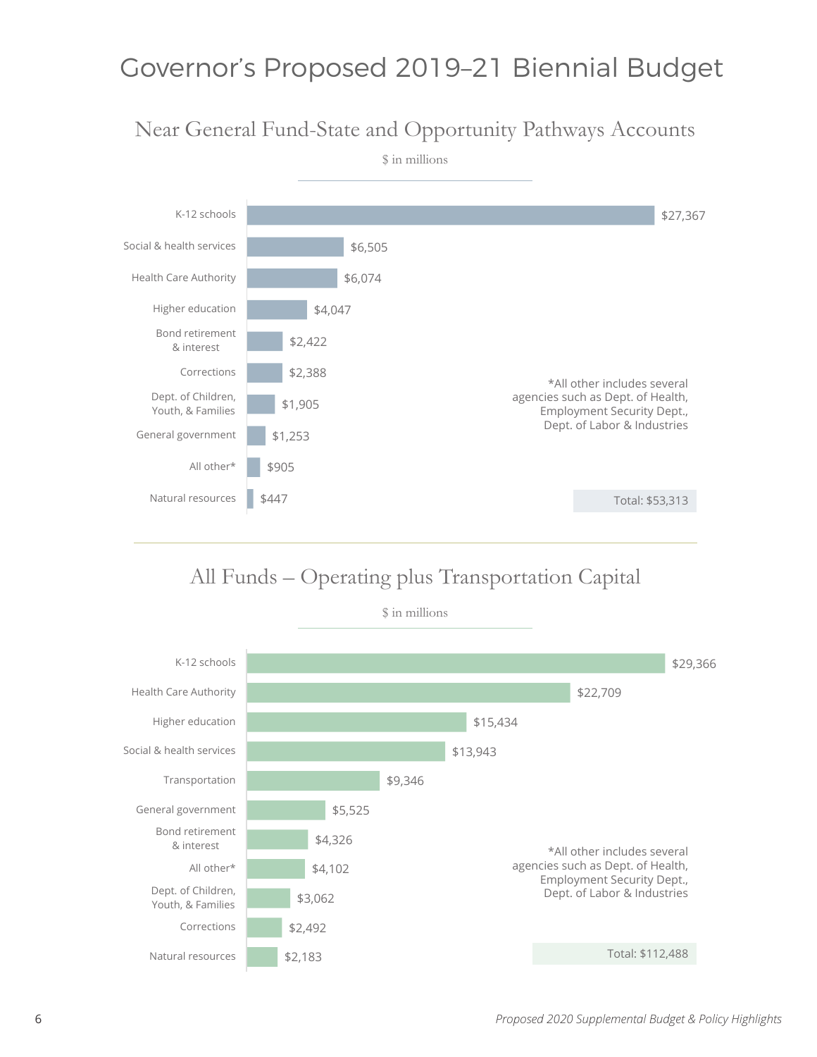# Governor's Proposed 2019–21 Biennial Budget

## Near General Fund-State and Opportunity Pathways Accounts

$ in millions

| Category | Amount |
|---|---|
| K-12 schools | $27,367 |
| Social & health services | $6,505 |
| Health Care Authority | $6,074 |
| Higher education | $4,047 |
| Bond retirement & interest | $2,422 |
| Corrections | $2,388 |
| Dept. of Children, Youth, & Families | $1,905 |
| General government | $1,253 |
| All other* | $905 |
| Natural resources | $447 |

*All other includes several agencies such as Dept. of Health, Employment Security Dept., Dept. of Labor & Industries

Total: $53,313

## All Funds – Operating plus Transportation Capital

$ in millions

| Category | Amount |
|---|---|
| K-12 schools | $29,366 |
| Health Care Authority | $22,709 |
| Higher education | $15,434 |
| Social & health services | $13,943 |
| Transportation | $9,346 |
| General government | $5,525 |
| Bond retirement & interest | $4,326 |
| All other* | $4,102 |
| Dept. of Children, Youth, & Families | $3,062 |
| Corrections | $2,492 |
| Natural resources | $2,183 |

*All other includes several agencies such as Dept. of Health, Employment Security Dept., Dept. of Labor & Industries

Total: $112,488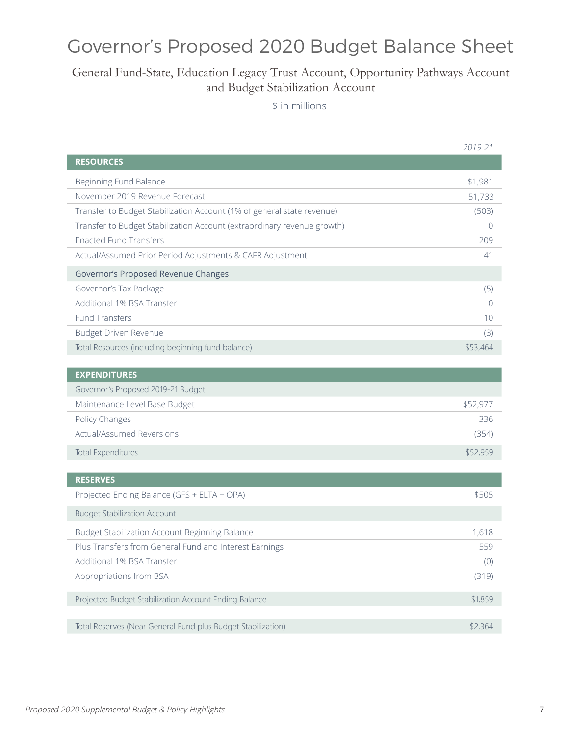# Governor's Proposed 2020 Budget Balance Sheet

## General Fund-State, Education Legacy Trust Account, Opportunity Pathways Account and Budget Stabilization Account

$ in millions

| | 2019-21 |
|---|---|
| **RESOURCES** | |
| Beginning Fund Balance | $1,981 |
| November 2019 Revenue Forecast | 51,733 |
| Transfer to Budget Stabilization Account (1% of general state revenue) | (503) |
| Transfer to Budget Stabilization Account (extraordinary revenue growth) | 0 |
| Enacted Fund Transfers | 209 |
| Actual/Assumed Prior Period Adjustments & CAFR Adjustment | 41 |
| Governor's Proposed Revenue Changes | |
| Governor's Tax Package | (5) |
| Additional 1% BSA Transfer | 0 |
| Fund Transfers | 10 |
| Budget Driven Revenue | (3) |
| Total Resources (including beginning fund balance) | $53,464 |
| **EXPENDITURES** | |
| Governor's Proposed 2019-21 Budget | |
| Maintenance Level Base Budget | $52,977 |
| Policy Changes | 336 |
| Actual/Assumed Reversions | (354) |
| Total Expenditures | $52,959 |
| **RESERVES** | |
| Projected Ending Balance (GFS + ELTA + OPA) | $505 |
| Budget Stabilization Account | |
| Budget Stabilization Account Beginning Balance | 1,618 |
| Plus Transfers from General Fund and Interest Earnings | 559 |
| Additional 1% BSA Transfer | (0) |
| Appropriations from BSA | (319) |
| Projected Budget Stabilization Account Ending Balance | $1,859 |
| Total Reserves (Near General Fund plus Budget Stabilization) | $2,364 |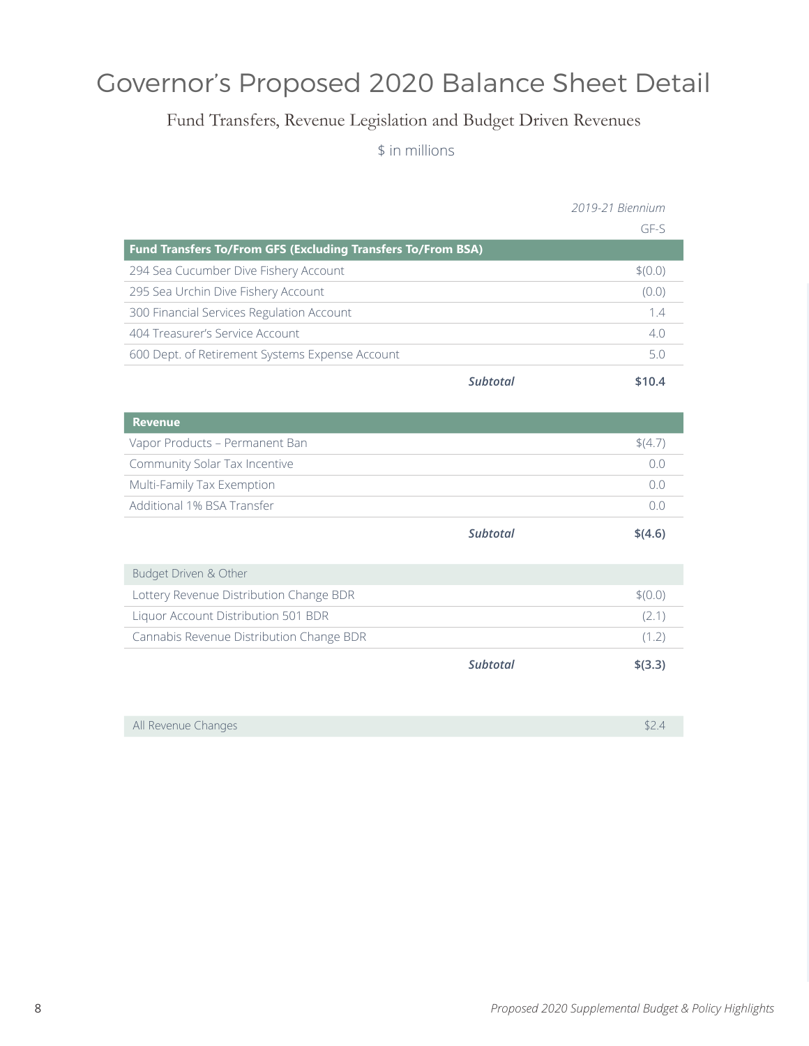# Governor's Proposed 2020 Balance Sheet Detail

## Fund Transfers, Revenue Legislation and Budget Driven Revenues

$ in millions

| | | 2019-21 Biennium GF-S |
|---|---|---|
| **Fund Transfers To/From GFS (Excluding Transfers To/From BSA)** | | |
| 294 Sea Cucumber Dive Fishery Account | | $(0.0) |
| 295 Sea Urchin Dive Fishery Account | | (0.0) |
| 300 Financial Services Regulation Account | | 1.4 |
| 404 Treasurer's Service Account | | 4.0 |
| 600 Dept. of Retirement Systems Expense Account | | 5.0 |
| | ***Subtotal*** | **$10.4** |
| **Revenue** | | |
| Vapor Products – Permanent Ban | | $(4.7) |
| Community Solar Tax Incentive | | 0.0 |
| Multi-Family Tax Exemption | | 0.0 |
| Additional 1% BSA Transfer | | 0.0 |
| | ***Subtotal*** | **$(4.6)** |
| Budget Driven & Other | | |
| Lottery Revenue Distribution Change BDR | | $(0.0) |
| Liquor Account Distribution 501 BDR | | (2.1) |
| Cannabis Revenue Distribution Change BDR | | (1.2) |
| | ***Subtotal*** | **$(3.3)** |
| All Revenue Changes | | $2.4 |